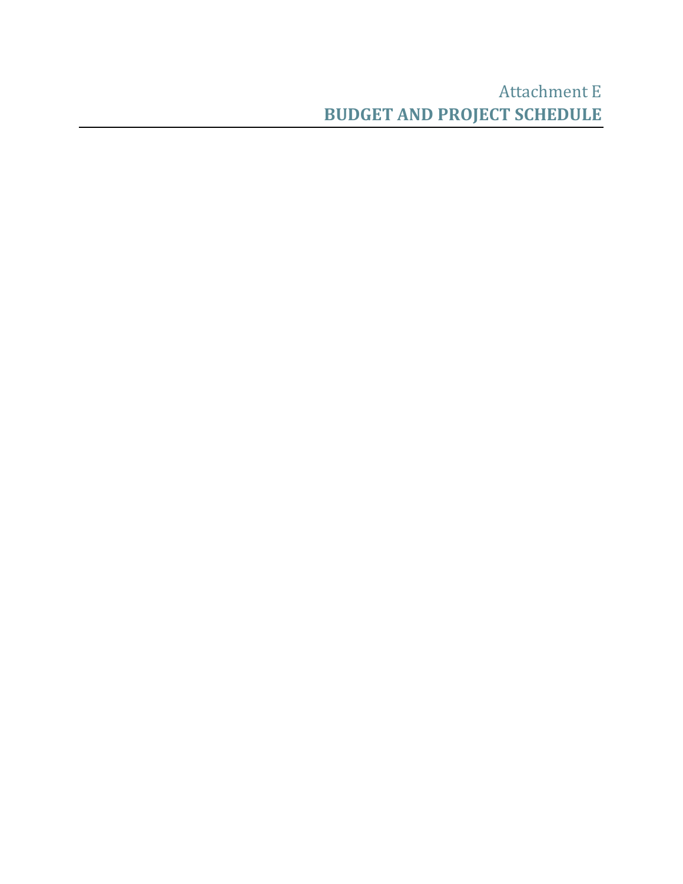Attachment E

# BUDGET AND PROJECT SCHEDULE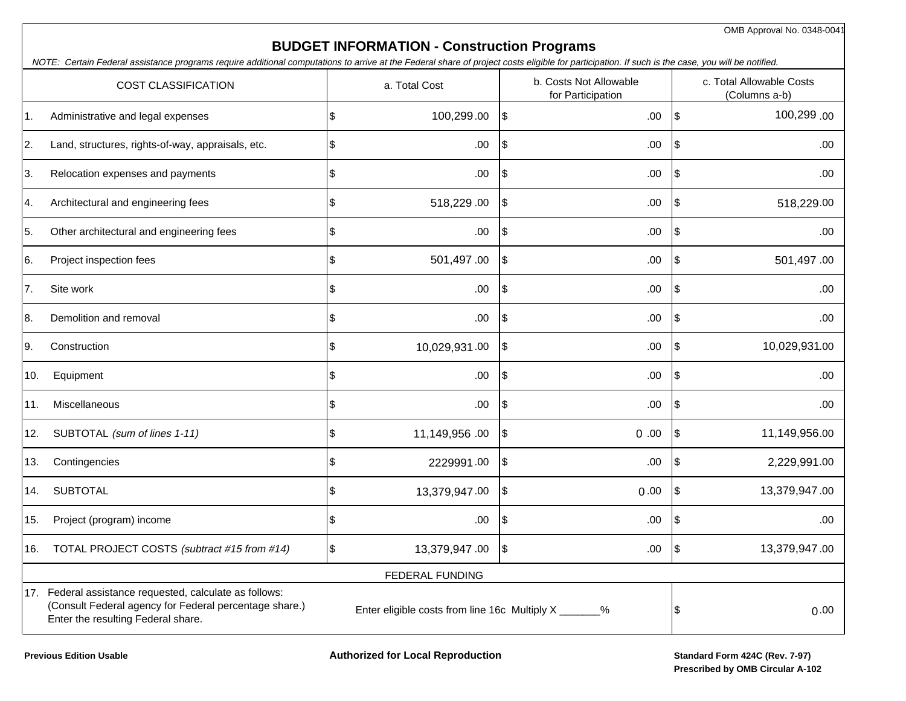OMB Approval No. 0348-0041

# BUDGET INFORMATION - Construction Programs

*NOTE: Certain Federal assistance programs require additional computations to arrive at the Federal share of project costs eligible for participation. If such is the case, you will be notified.*

| COST CLASSIFICATION | a. Total Cost | b. Costs Not Allowable for Participation | c. Total Allowable Costs (Columns a-b) |
|---|---|---|---|
| 1. Administrative and legal expenses | $ 100,299 .00 | $ .00 | $ 100,299 .00 |
| 2. Land, structures, rights-of-way, appraisals, etc. | $ .00 | $ .00 | $ .00 |
| 3. Relocation expenses and payments | $ .00 | $ .00 | $ .00 |
| 4. Architectural and engineering fees | $ 518,229 .00 | $ .00 | $ 518,229.00 |
| 5. Other architectural and engineering fees | $ .00 | $ .00 | $ .00 |
| 6. Project inspection fees | $ 501,497 .00 | $ .00 | $ 501,497 .00 |
| 7. Site work | $ .00 | $ .00 | $ .00 |
| 8. Demolition and removal | $ .00 | $ .00 | $ .00 |
| 9. Construction | $ 10,029,931 .00 | $ .00 | $ 10,029,931.00 |
| 10. Equipment | $ .00 | $ .00 | $ .00 |
| 11. Miscellaneous | $ .00 | $ .00 | $ .00 |
| 12. SUBTOTAL *(sum of lines 1-11)* | $ 11,149,956 .00 | $ 0 .00 | $ 11,149,956.00 |
| 13. Contingencies | $ 2229991 .00 | $ .00 | $ 2,229,991.00 |
| 14. SUBTOTAL | $ 13,379,947 .00 | $ 0 .00 | $ 13,379,947 .00 |
| 15. Project (program) income | $ .00 | $ .00 | $ .00 |
| 16. TOTAL PROJECT COSTS *(subtract #15 from #14)* | $ 13,379,947 .00 | $ .00 | $ 13,379,947 .00 |

| FEDERAL FUNDING | | |
|---|---|---|
| 17. Federal assistance requested, calculate as follows: (Consult Federal agency for Federal percentage share.) Enter the resulting Federal share. | Enter eligible costs from line 16c Multiply X _______% | $ 0 .00 |

**Previous Edition Usable** | **Authorized for Local Reproduction** | **Standard Form 424C (Rev. 7-97)**
**Prescribed by OMB Circular A-102**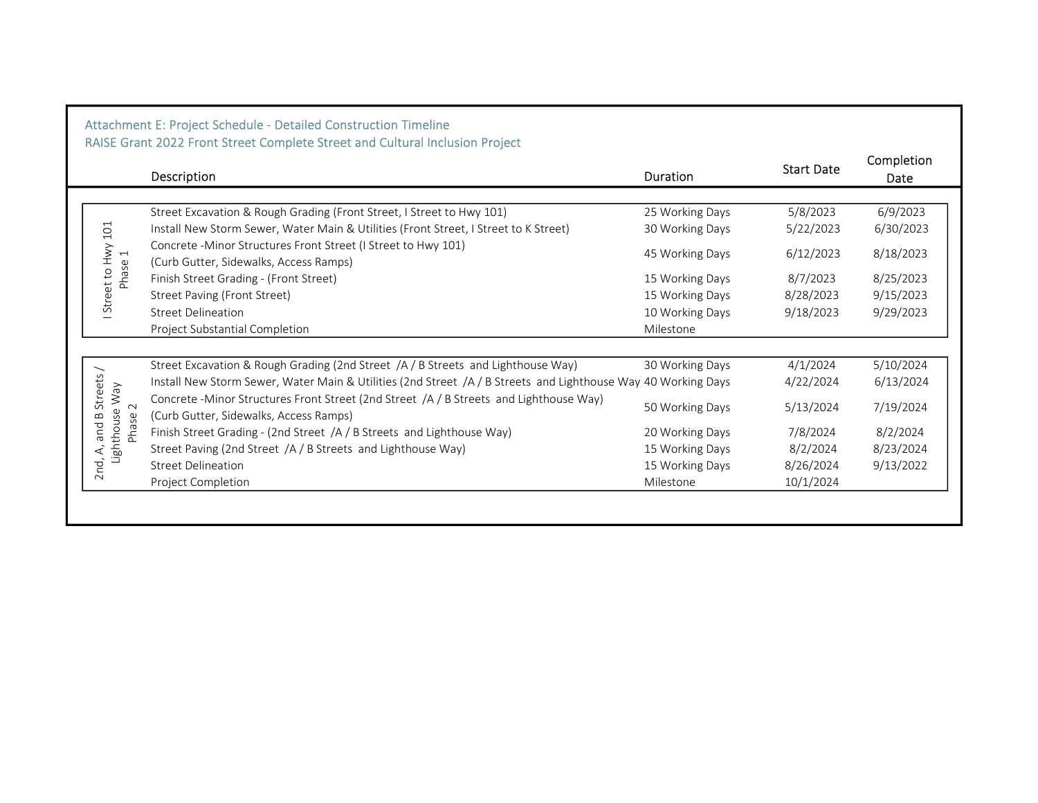Attachment E: Project Schedule - Detailed Construction Timeline
RAISE Grant 2022 Front Street Complete Street and Cultural Inclusion Project

| Phase | Description | Duration | Start Date | Completion Date |
|---|---|---|---|---|
| I Street to Hwy 101 Phase 1 | Street Excavation & Rough Grading (Front Street, I Street to Hwy 101) | 25 Working Days | 5/8/2023 | 6/9/2023 |
| | Install New Storm Sewer, Water Main & Utilities (Front Street, I Street to K Street) | 30 Working Days | 5/22/2023 | 6/30/2023 |
| | Concrete -Minor Structures Front Street (I Street to Hwy 101) (Curb Gutter, Sidewalks, Access Ramps) | 45 Working Days | 6/12/2023 | 8/18/2023 |
| | Finish Street Grading - (Front Street) | 15 Working Days | 8/7/2023 | 8/25/2023 |
| | Street Paving (Front Street) | 15 Working Days | 8/28/2023 | 9/15/2023 |
| | Street Delineation | 10 Working Days | 9/18/2023 | 9/29/2023 |
| | Project Substantial Completion | Milestone | | |
| 2nd, A, and B Streets / Lighthouse Way Phase 2 | Street Excavation & Rough Grading (2nd Street /A / B Streets and Lighthouse Way) | 30 Working Days | 4/1/2024 | 5/10/2024 |
| | Install New Storm Sewer, Water Main & Utilities (2nd Street /A / B Streets and Lighthouse Way | 40 Working Days | 4/22/2024 | 6/13/2024 |
| | Concrete -Minor Structures Front Street (2nd Street /A / B Streets and Lighthouse Way) (Curb Gutter, Sidewalks, Access Ramps) | 50 Working Days | 5/13/2024 | 7/19/2024 |
| | Finish Street Grading - (2nd Street /A / B Streets and Lighthouse Way) | 20 Working Days | 7/8/2024 | 8/2/2024 |
| | Street Paving (2nd Street /A / B Streets and Lighthouse Way) | 15 Working Days | 8/2/2024 | 8/23/2024 |
| | Street Delineation | 15 Working Days | 8/26/2024 | 9/13/2022 |
| | Project Completion | Milestone | 10/1/2024 | |